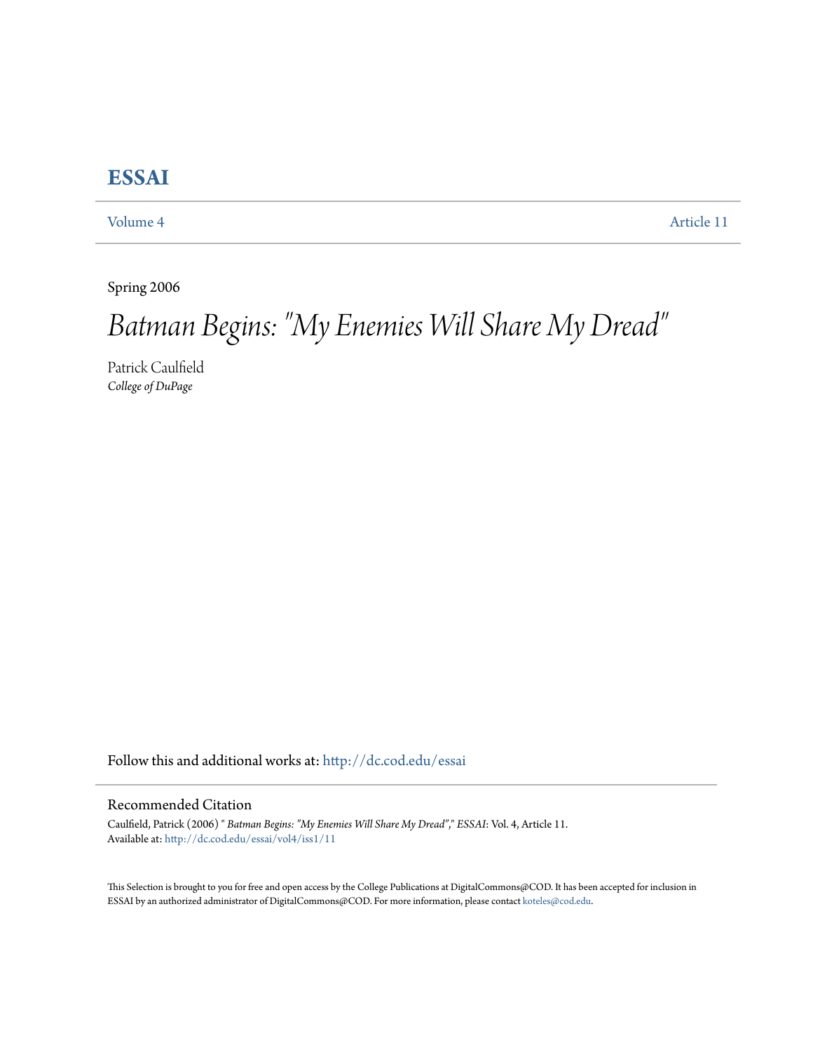# ESSAI

Volume 4 Article 11

Spring 2006

# *Batman Begins: "My Enemies Will Share My Dread"*

Patrick Caulfield
*College of DuPage*

Follow this and additional works at: http://dc.cod.edu/essai

## Recommended Citation

Caulfield, Patrick (2006) " *Batman Begins: "My Enemies Will Share My Dread"*," *ESSAI*: Vol. 4, Article 11.
Available at: http://dc.cod.edu/essai/vol4/iss1/11

This Selection is brought to you for free and open access by the College Publications at DigitalCommons@COD. It has been accepted for inclusion in ESSAI by an authorized administrator of DigitalCommons@COD. For more information, please contact koteles@cod.edu.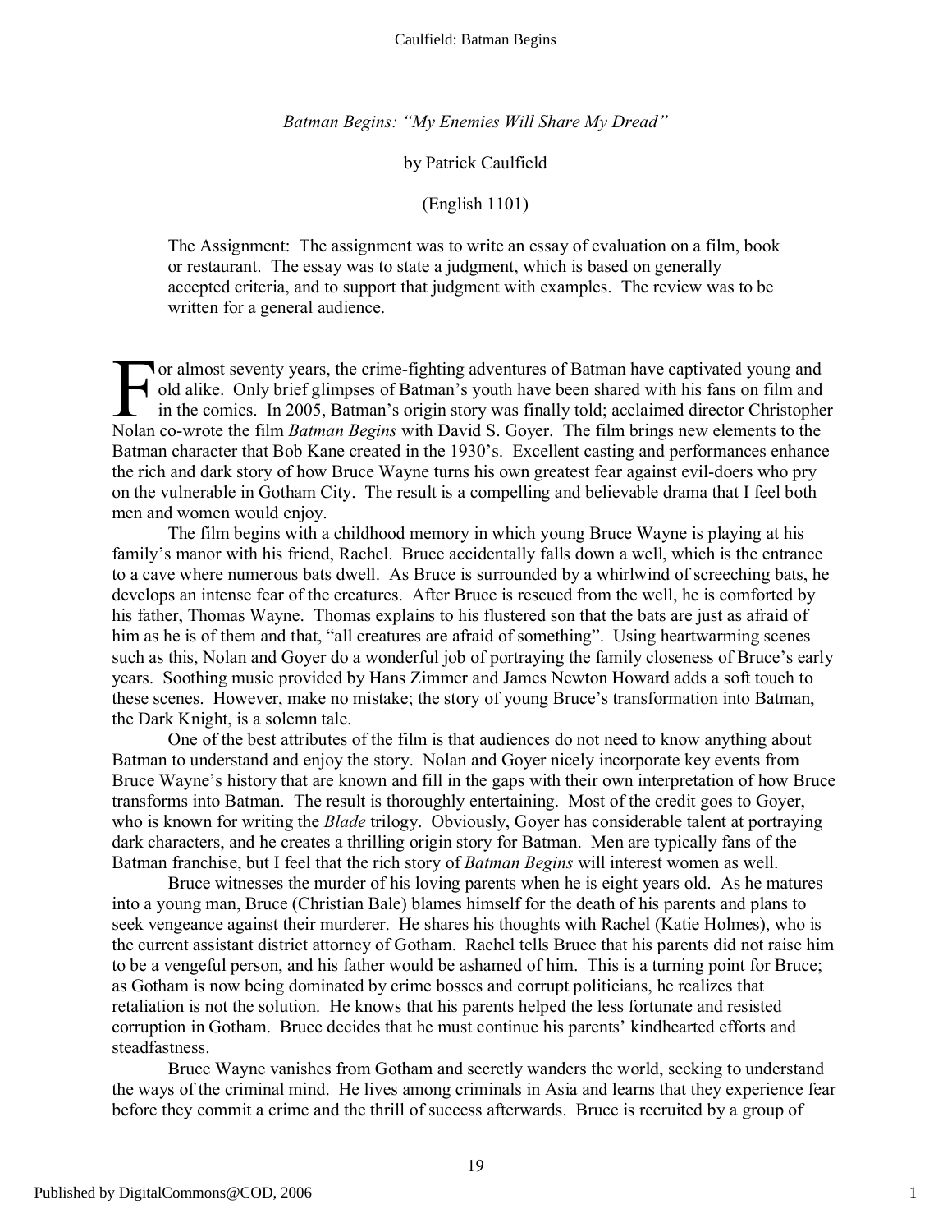*Batman Begins: "My Enemies Will Share My Dread"*

by Patrick Caulfield

(English 1101)

> The Assignment: The assignment was to write an essay of evaluation on a film, book or restaurant. The essay was to state a judgment, which is based on generally accepted criteria, and to support that judgment with examples. The review was to be written for a general audience.

For almost seventy years, the crime-fighting adventures of Batman have captivated young and old alike. Only brief glimpses of Batman's youth have been shared with his fans on film and in the comics. In 2005, Batman's origin story was finally told; acclaimed director Christopher Nolan co-wrote the film *Batman Begins* with David S. Goyer. The film brings new elements to the Batman character that Bob Kane created in the 1930's. Excellent casting and performances enhance the rich and dark story of how Bruce Wayne turns his own greatest fear against evil-doers who pry on the vulnerable in Gotham City. The result is a compelling and believable drama that I feel both men and women would enjoy.

The film begins with a childhood memory in which young Bruce Wayne is playing at his family's manor with his friend, Rachel. Bruce accidentally falls down a well, which is the entrance to a cave where numerous bats dwell. As Bruce is surrounded by a whirlwind of screeching bats, he develops an intense fear of the creatures. After Bruce is rescued from the well, he is comforted by his father, Thomas Wayne. Thomas explains to his flustered son that the bats are just as afraid of him as he is of them and that, "all creatures are afraid of something". Using heartwarming scenes such as this, Nolan and Goyer do a wonderful job of portraying the family closeness of Bruce's early years. Soothing music provided by Hans Zimmer and James Newton Howard adds a soft touch to these scenes. However, make no mistake; the story of young Bruce's transformation into Batman, the Dark Knight, is a solemn tale.

One of the best attributes of the film is that audiences do not need to know anything about Batman to understand and enjoy the story. Nolan and Goyer nicely incorporate key events from Bruce Wayne's history that are known and fill in the gaps with their own interpretation of how Bruce transforms into Batman. The result is thoroughly entertaining. Most of the credit goes to Goyer, who is known for writing the *Blade* trilogy. Obviously, Goyer has considerable talent at portraying dark characters, and he creates a thrilling origin story for Batman. Men are typically fans of the Batman franchise, but I feel that the rich story of *Batman Begins* will interest women as well.

Bruce witnesses the murder of his loving parents when he is eight years old. As he matures into a young man, Bruce (Christian Bale) blames himself for the death of his parents and plans to seek vengeance against their murderer. He shares his thoughts with Rachel (Katie Holmes), who is the current assistant district attorney of Gotham. Rachel tells Bruce that his parents did not raise him to be a vengeful person, and his father would be ashamed of him. This is a turning point for Bruce; as Gotham is now being dominated by crime bosses and corrupt politicians, he realizes that retaliation is not the solution. He knows that his parents helped the less fortunate and resisted corruption in Gotham. Bruce decides that he must continue his parents' kindhearted efforts and steadfastness.

Bruce Wayne vanishes from Gotham and secretly wanders the world, seeking to understand the ways of the criminal mind. He lives among criminals in Asia and learns that they experience fear before they commit a crime and the thrill of success afterwards. Bruce is recruited by a group of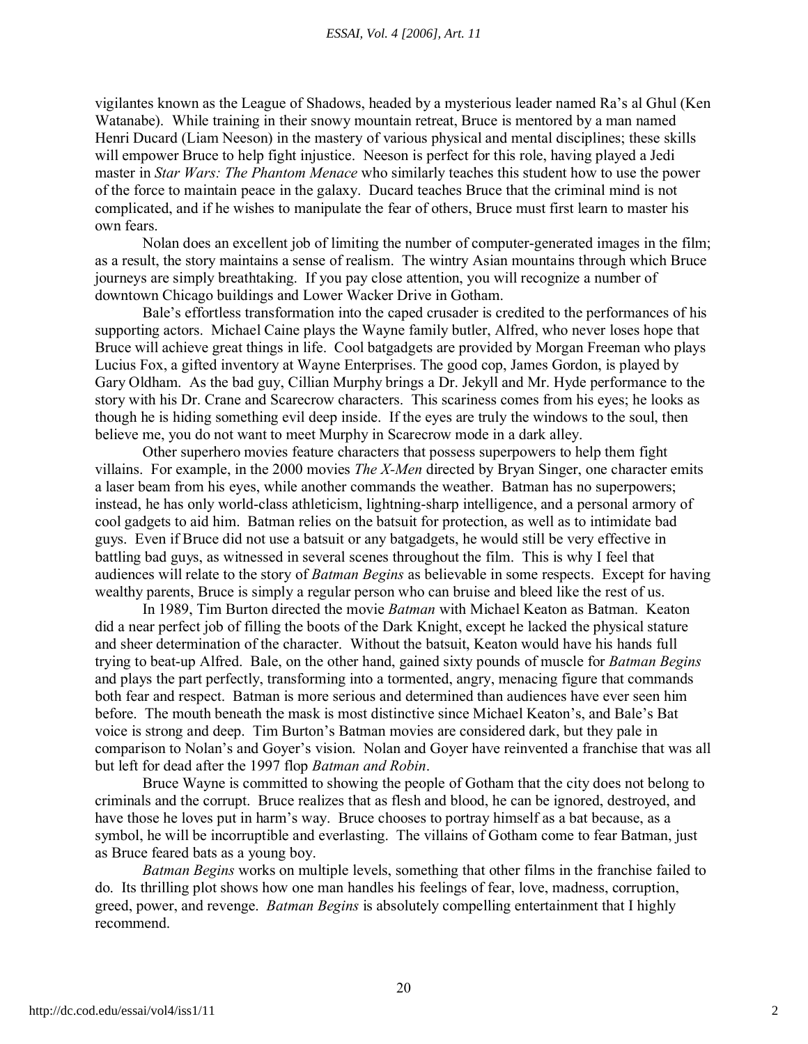vigilantes known as the League of Shadows, headed by a mysterious leader named Ra's al Ghul (Ken Watanabe). While training in their snowy mountain retreat, Bruce is mentored by a man named Henri Ducard (Liam Neeson) in the mastery of various physical and mental disciplines; these skills will empower Bruce to help fight injustice. Neeson is perfect for this role, having played a Jedi master in *Star Wars: The Phantom Menace* who similarly teaches this student how to use the power of the force to maintain peace in the galaxy. Ducard teaches Bruce that the criminal mind is not complicated, and if he wishes to manipulate the fear of others, Bruce must first learn to master his own fears.

Nolan does an excellent job of limiting the number of computer-generated images in the film; as a result, the story maintains a sense of realism. The wintry Asian mountains through which Bruce journeys are simply breathtaking. If you pay close attention, you will recognize a number of downtown Chicago buildings and Lower Wacker Drive in Gotham.

Bale's effortless transformation into the caped crusader is credited to the performances of his supporting actors. Michael Caine plays the Wayne family butler, Alfred, who never loses hope that Bruce will achieve great things in life. Cool batgadgets are provided by Morgan Freeman who plays Lucius Fox, a gifted inventory at Wayne Enterprises. The good cop, James Gordon, is played by Gary Oldham. As the bad guy, Cillian Murphy brings a Dr. Jekyll and Mr. Hyde performance to the story with his Dr. Crane and Scarecrow characters. This scariness comes from his eyes; he looks as though he is hiding something evil deep inside. If the eyes are truly the windows to the soul, then believe me, you do not want to meet Murphy in Scarecrow mode in a dark alley.

Other superhero movies feature characters that possess superpowers to help them fight villains. For example, in the 2000 movies *The X-Men* directed by Bryan Singer, one character emits a laser beam from his eyes, while another commands the weather. Batman has no superpowers; instead, he has only world-class athleticism, lightning-sharp intelligence, and a personal armory of cool gadgets to aid him. Batman relies on the batsuit for protection, as well as to intimidate bad guys. Even if Bruce did not use a batsuit or any batgadgets, he would still be very effective in battling bad guys, as witnessed in several scenes throughout the film. This is why I feel that audiences will relate to the story of *Batman Begins* as believable in some respects. Except for having wealthy parents, Bruce is simply a regular person who can bruise and bleed like the rest of us.

In 1989, Tim Burton directed the movie *Batman* with Michael Keaton as Batman. Keaton did a near perfect job of filling the boots of the Dark Knight, except he lacked the physical stature and sheer determination of the character. Without the batsuit, Keaton would have his hands full trying to beat-up Alfred. Bale, on the other hand, gained sixty pounds of muscle for *Batman Begins* and plays the part perfectly, transforming into a tormented, angry, menacing figure that commands both fear and respect. Batman is more serious and determined than audiences have ever seen him before. The mouth beneath the mask is most distinctive since Michael Keaton's, and Bale's Bat voice is strong and deep. Tim Burton's Batman movies are considered dark, but they pale in comparison to Nolan's and Goyer's vision. Nolan and Goyer have reinvented a franchise that was all but left for dead after the 1997 flop *Batman and Robin*.

Bruce Wayne is committed to showing the people of Gotham that the city does not belong to criminals and the corrupt. Bruce realizes that as flesh and blood, he can be ignored, destroyed, and have those he loves put in harm's way. Bruce chooses to portray himself as a bat because, as a symbol, he will be incorruptible and everlasting. The villains of Gotham come to fear Batman, just as Bruce feared bats as a young boy.

*Batman Begins* works on multiple levels, something that other films in the franchise failed to do. Its thrilling plot shows how one man handles his feelings of fear, love, madness, corruption, greed, power, and revenge. *Batman Begins* is absolutely compelling entertainment that I highly recommend.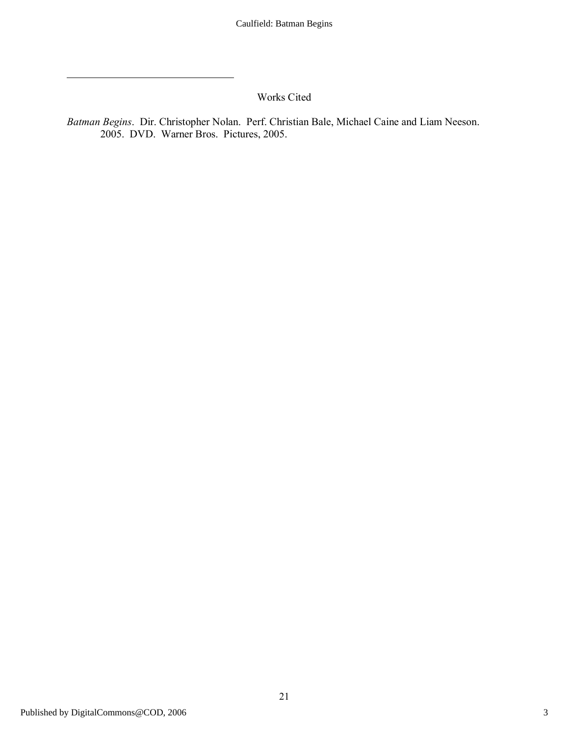## Works Cited

*Batman Begins*. Dir. Christopher Nolan. Perf. Christian Bale, Michael Caine and Liam Neeson. 2005. DVD. Warner Bros. Pictures, 2005.